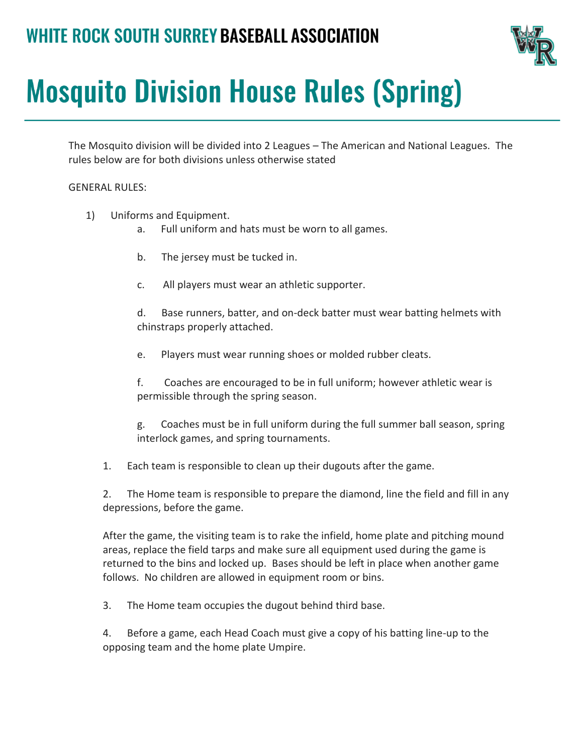WHITE ROCK SOUTH SURREY **BASEBALL ASSOCIATION**

# Mosquito Division House Rules (Spring)

The Mosquito division will be divided into 2 Leagues – The American and National Leagues. The rules below are for both divisions unless otherwise stated

GENERAL RULES:

1) Uniforms and Equipment.
   - a. Full uniform and hats must be worn to all games.
   - b. The jersey must be tucked in.
   - c. All players must wear an athletic supporter.
   - d. Base runners, batter, and on-deck batter must wear batting helmets with chinstraps properly attached.
   - e. Players must wear running shoes or molded rubber cleats.
   - f. Coaches are encouraged to be in full uniform; however athletic wear is permissible through the spring season.
   - g. Coaches must be in full uniform during the full summer ball season, spring interlock games, and spring tournaments.

1. Each team is responsible to clean up their dugouts after the game.

2. The Home team is responsible to prepare the diamond, line the field and fill in any depressions, before the game.

After the game, the visiting team is to rake the infield, home plate and pitching mound areas, replace the field tarps and make sure all equipment used during the game is returned to the bins and locked up. Bases should be left in place when another game follows. No children are allowed in equipment room or bins.

3. The Home team occupies the dugout behind third base.

4. Before a game, each Head Coach must give a copy of his batting line-up to the opposing team and the home plate Umpire.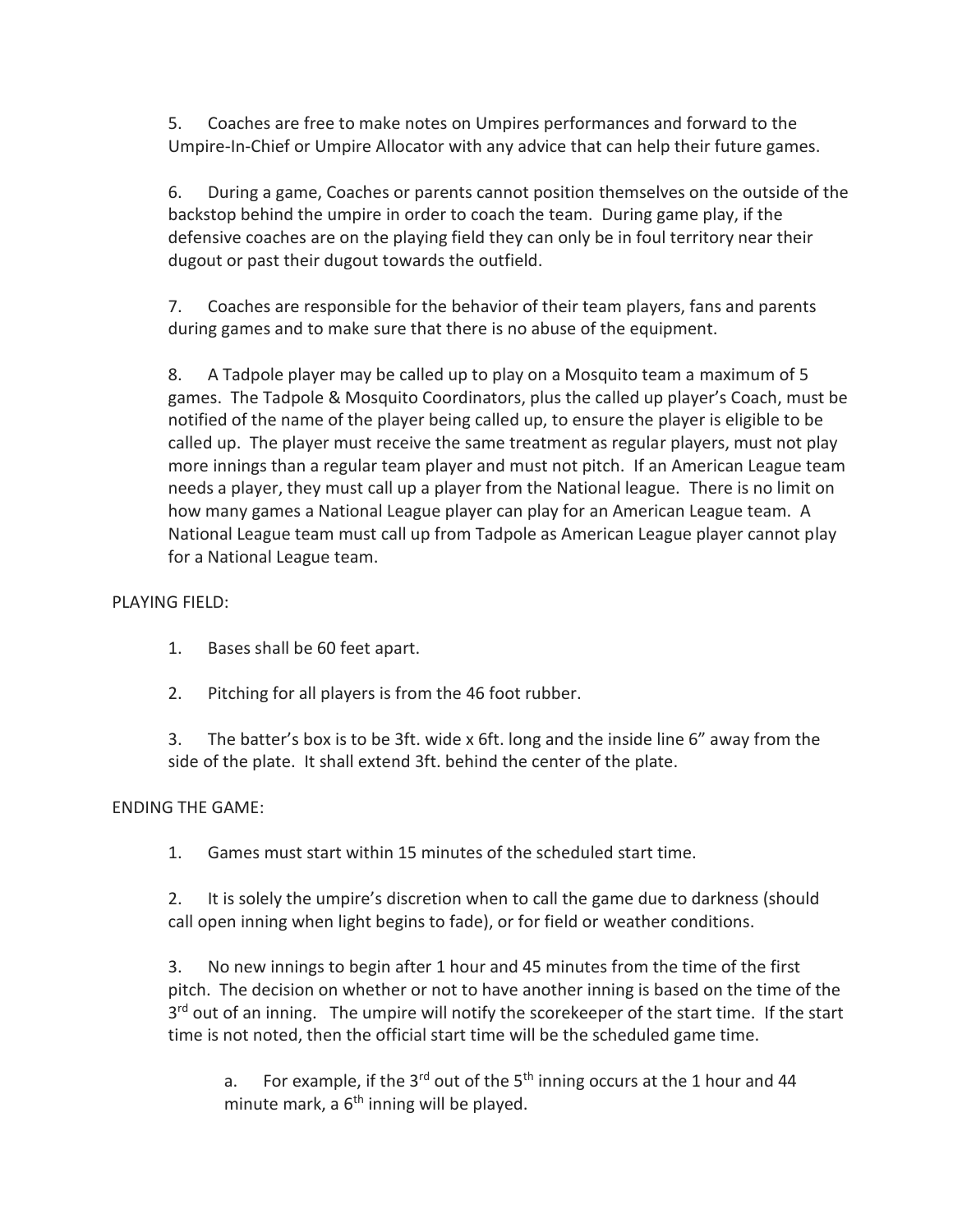5. Coaches are free to make notes on Umpires performances and forward to the Umpire-In-Chief or Umpire Allocator with any advice that can help their future games.

6. During a game, Coaches or parents cannot position themselves on the outside of the backstop behind the umpire in order to coach the team. During game play, if the defensive coaches are on the playing field they can only be in foul territory near their dugout or past their dugout towards the outfield.

7. Coaches are responsible for the behavior of their team players, fans and parents during games and to make sure that there is no abuse of the equipment.

8. A Tadpole player may be called up to play on a Mosquito team a maximum of 5 games. The Tadpole & Mosquito Coordinators, plus the called up player's Coach, must be notified of the name of the player being called up, to ensure the player is eligible to be called up. The player must receive the same treatment as regular players, must not play more innings than a regular team player and must not pitch. If an American League team needs a player, they must call up a player from the National league. There is no limit on how many games a National League player can play for an American League team. A National League team must call up from Tadpole as American League player cannot play for a National League team.

PLAYING FIELD:

1. Bases shall be 60 feet apart.

2. Pitching for all players is from the 46 foot rubber.

3. The batter's box is to be 3ft. wide x 6ft. long and the inside line 6" away from the side of the plate. It shall extend 3ft. behind the center of the plate.

ENDING THE GAME:

1. Games must start within 15 minutes of the scheduled start time.

2. It is solely the umpire's discretion when to call the game due to darkness (should call open inning when light begins to fade), or for field or weather conditions.

3. No new innings to begin after 1 hour and 45 minutes from the time of the first pitch. The decision on whether or not to have another inning is based on the time of the 3rd out of an inning. The umpire will notify the scorekeeper of the start time. If the start time is not noted, then the official start time will be the scheduled game time.

   a. For example, if the 3rd out of the 5th inning occurs at the 1 hour and 44 minute mark, a 6th inning will be played.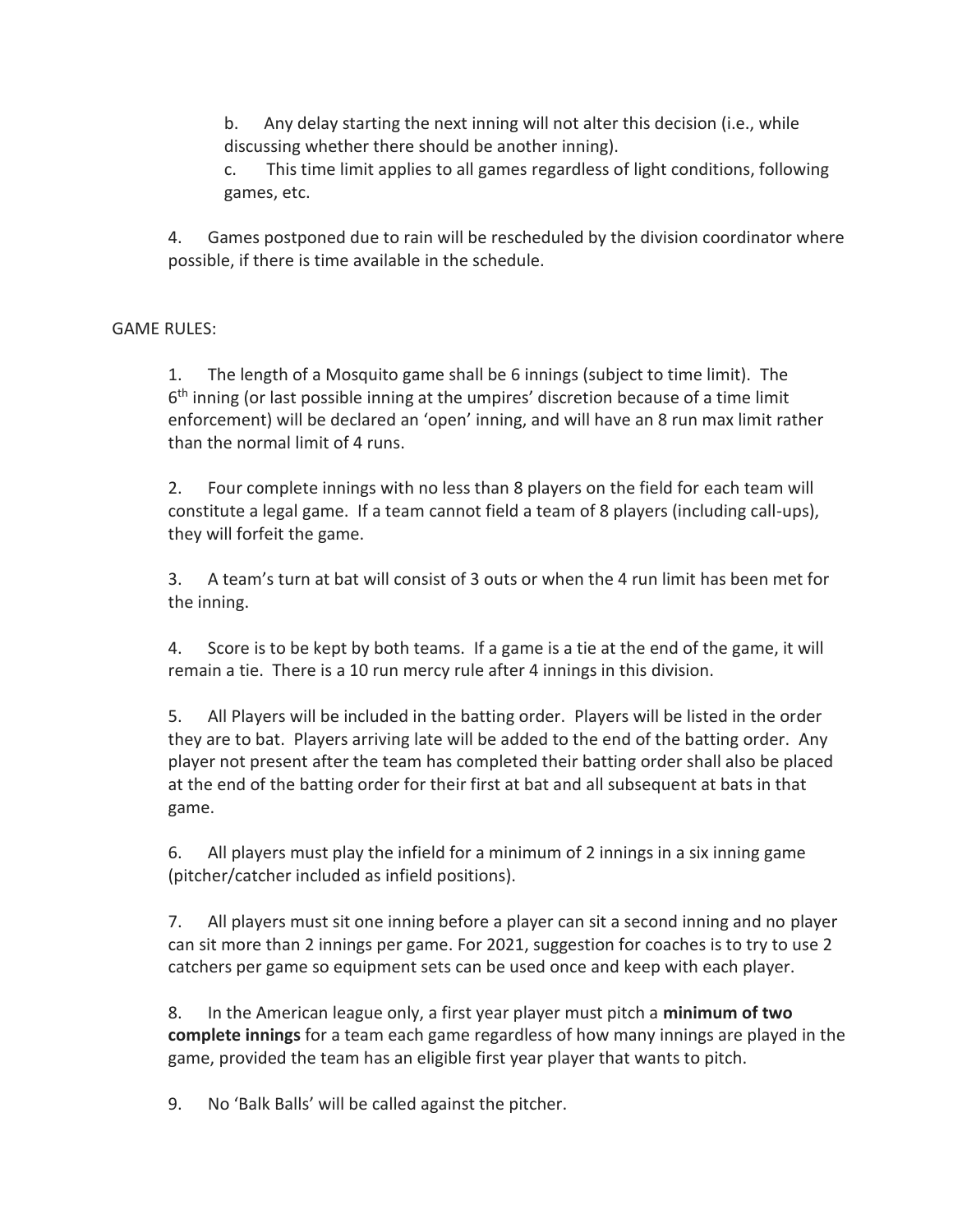b. Any delay starting the next inning will not alter this decision (i.e., while discussing whether there should be another inning).

c. This time limit applies to all games regardless of light conditions, following games, etc.

4. Games postponed due to rain will be rescheduled by the division coordinator where possible, if there is time available in the schedule.

GAME RULES:

1. The length of a Mosquito game shall be 6 innings (subject to time limit). The 6th inning (or last possible inning at the umpires' discretion because of a time limit enforcement) will be declared an 'open' inning, and will have an 8 run max limit rather than the normal limit of 4 runs.

2. Four complete innings with no less than 8 players on the field for each team will constitute a legal game. If a team cannot field a team of 8 players (including call-ups), they will forfeit the game.

3. A team's turn at bat will consist of 3 outs or when the 4 run limit has been met for the inning.

4. Score is to be kept by both teams. If a game is a tie at the end of the game, it will remain a tie. There is a 10 run mercy rule after 4 innings in this division.

5. All Players will be included in the batting order. Players will be listed in the order they are to bat. Players arriving late will be added to the end of the batting order. Any player not present after the team has completed their batting order shall also be placed at the end of the batting order for their first at bat and all subsequent at bats in that game.

6. All players must play the infield for a minimum of 2 innings in a six inning game (pitcher/catcher included as infield positions).

7. All players must sit one inning before a player can sit a second inning and no player can sit more than 2 innings per game. For 2021, suggestion for coaches is to try to use 2 catchers per game so equipment sets can be used once and keep with each player.

8. In the American league only, a first year player must pitch a **minimum of two complete innings** for a team each game regardless of how many innings are played in the game, provided the team has an eligible first year player that wants to pitch.

9. No 'Balk Balls' will be called against the pitcher.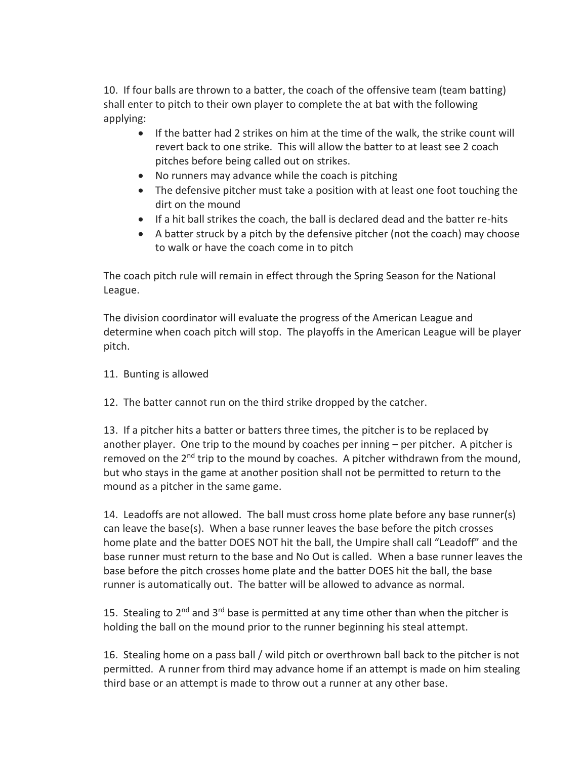10. If four balls are thrown to a batter, the coach of the offensive team (team batting) shall enter to pitch to their own player to complete the at bat with the following applying:

- If the batter had 2 strikes on him at the time of the walk, the strike count will revert back to one strike. This will allow the batter to at least see 2 coach pitches before being called out on strikes.
- No runners may advance while the coach is pitching
- The defensive pitcher must take a position with at least one foot touching the dirt on the mound
- If a hit ball strikes the coach, the ball is declared dead and the batter re-hits
- A batter struck by a pitch by the defensive pitcher (not the coach) may choose to walk or have the coach come in to pitch

The coach pitch rule will remain in effect through the Spring Season for the National League.

The division coordinator will evaluate the progress of the American League and determine when coach pitch will stop. The playoffs in the American League will be player pitch.

11. Bunting is allowed

12. The batter cannot run on the third strike dropped by the catcher.

13. If a pitcher hits a batter or batters three times, the pitcher is to be replaced by another player. One trip to the mound by coaches per inning – per pitcher. A pitcher is removed on the 2nd trip to the mound by coaches. A pitcher withdrawn from the mound, but who stays in the game at another position shall not be permitted to return to the mound as a pitcher in the same game.

14. Leadoffs are not allowed. The ball must cross home plate before any base runner(s) can leave the base(s). When a base runner leaves the base before the pitch crosses home plate and the batter DOES NOT hit the ball, the Umpire shall call "Leadoff" and the base runner must return to the base and No Out is called. When a base runner leaves the base before the pitch crosses home plate and the batter DOES hit the ball, the base runner is automatically out. The batter will be allowed to advance as normal.

15. Stealing to 2nd and 3rd base is permitted at any time other than when the pitcher is holding the ball on the mound prior to the runner beginning his steal attempt.

16. Stealing home on a pass ball / wild pitch or overthrown ball back to the pitcher is not permitted. A runner from third may advance home if an attempt is made on him stealing third base or an attempt is made to throw out a runner at any other base.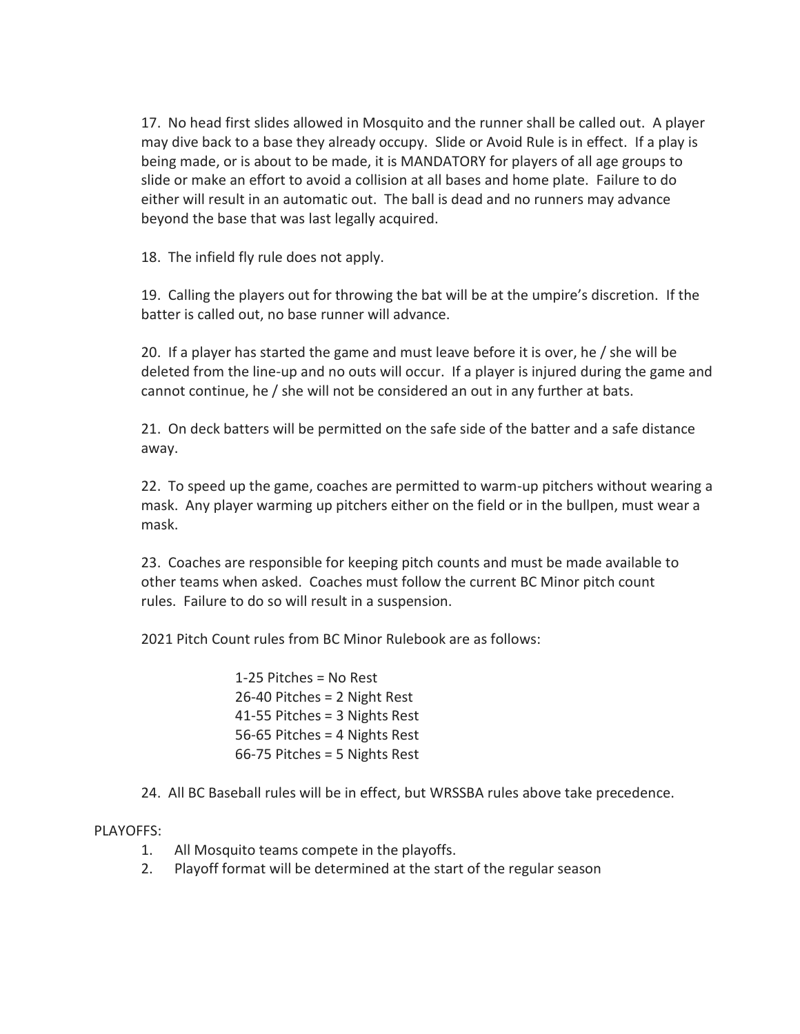17. No head first slides allowed in Mosquito and the runner shall be called out. A player may dive back to a base they already occupy. Slide or Avoid Rule is in effect. If a play is being made, or is about to be made, it is MANDATORY for players of all age groups to slide or make an effort to avoid a collision at all bases and home plate. Failure to do either will result in an automatic out. The ball is dead and no runners may advance beyond the base that was last legally acquired.

18. The infield fly rule does not apply.

19. Calling the players out for throwing the bat will be at the umpire's discretion. If the batter is called out, no base runner will advance.

20. If a player has started the game and must leave before it is over, he / she will be deleted from the line-up and no outs will occur. If a player is injured during the game and cannot continue, he / she will not be considered an out in any further at bats.

21. On deck batters will be permitted on the safe side of the batter and a safe distance away.

22. To speed up the game, coaches are permitted to warm-up pitchers without wearing a mask. Any player warming up pitchers either on the field or in the bullpen, must wear a mask.

23. Coaches are responsible for keeping pitch counts and must be made available to other teams when asked. Coaches must follow the current BC Minor pitch count rules. Failure to do so will result in a suspension.

2021 Pitch Count rules from BC Minor Rulebook are as follows:

1-25 Pitches = No Rest
26-40 Pitches = 2 Night Rest
41-55 Pitches = 3 Nights Rest
56-65 Pitches = 4 Nights Rest
66-75 Pitches = 5 Nights Rest

24. All BC Baseball rules will be in effect, but WRSSBA rules above take precedence.

PLAYOFFS:

1. All Mosquito teams compete in the playoffs.
2. Playoff format will be determined at the start of the regular season